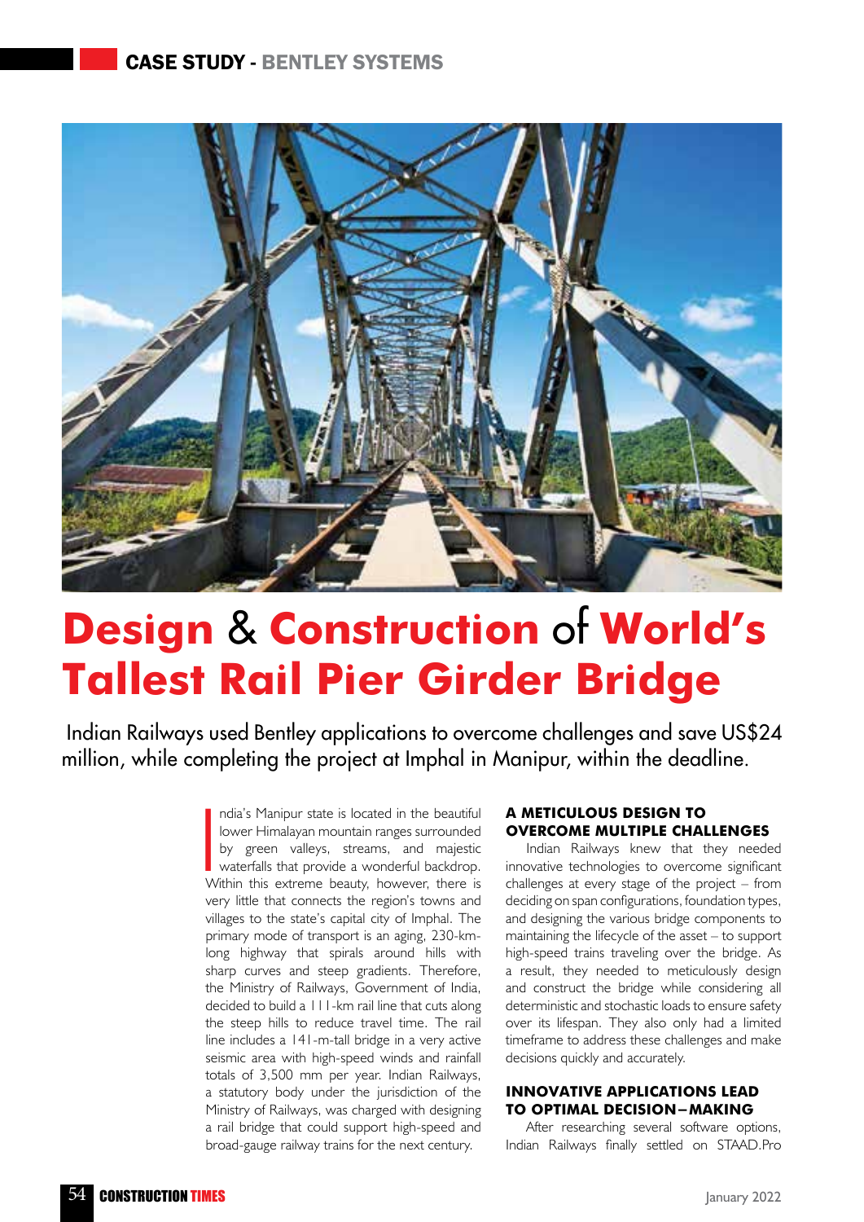# Design & Construction of World's Tallest Rail Pier Girder Bridge

Indian Railways used Bentley applications to overcome challenges and save US$24 million, while completing the project at Imphal in Manipur, within the deadline.

India's Manipur state is located in the beautiful lower Himalayan mountain ranges surrounded by green valleys, streams, and majestic waterfalls that provide a wonderful backdrop. Within this extreme beauty, however, there is very little that connects the region's towns and villages to the state's capital city of Imphal. The primary mode of transport is an aging, 230-km-long highway that spirals around hills with sharp curves and steep gradients. Therefore, the Ministry of Railways, Government of India, decided to build a 111-km rail line that cuts along the steep hills to reduce travel time. The rail line includes a 141-m-tall bridge in a very active seismic area with high-speed winds and rainfall totals of 3,500 mm per year. Indian Railways, a statutory body under the jurisdiction of the Ministry of Railways, was charged with designing a rail bridge that could support high-speed and broad-gauge railway trains for the next century.

## A METICULOUS DESIGN TO OVERCOME MULTIPLE CHALLENGES

Indian Railways knew that they needed innovative technologies to overcome significant challenges at every stage of the project – from deciding on span configurations, foundation types, and designing the various bridge components to maintaining the lifecycle of the asset – to support high-speed trains traveling over the bridge. As a result, they needed to meticulously design and construct the bridge while considering all deterministic and stochastic loads to ensure safety over its lifespan. They also only had a limited timeframe to address these challenges and make decisions quickly and accurately.

## INNOVATIVE APPLICATIONS LEAD TO OPTIMAL DECISION–MAKING

After researching several software options, Indian Railways finally settled on STAAD.Pro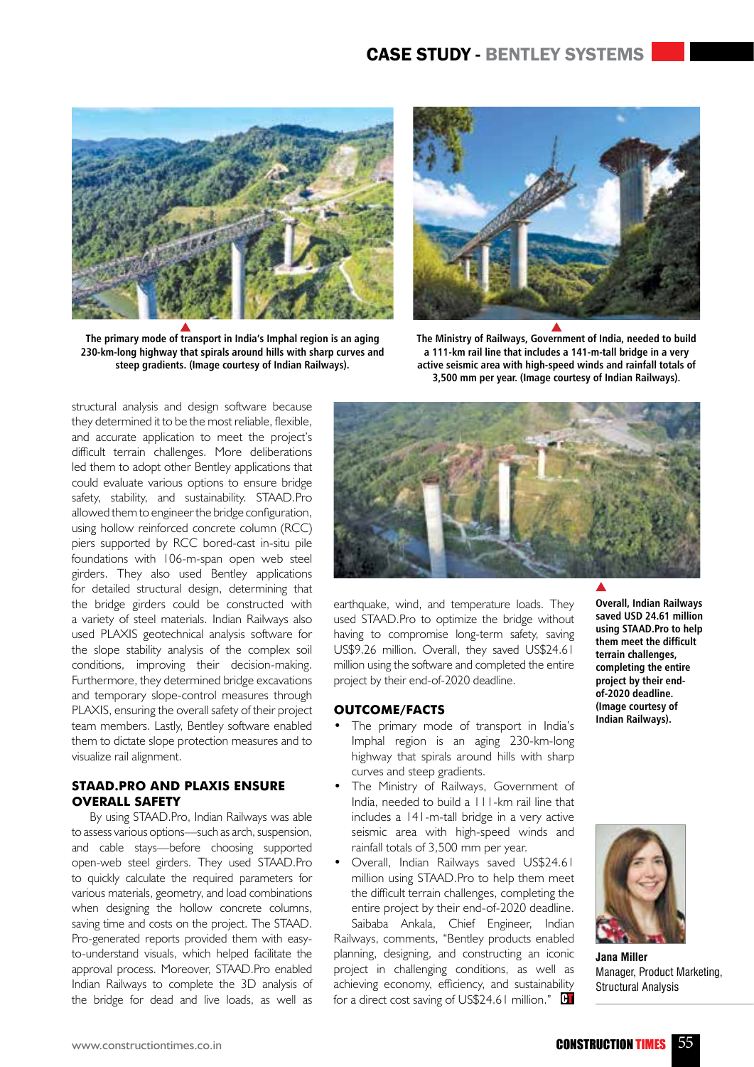The primary mode of transport in India's Imphal region is an aging 230-km-long highway that spirals around hills with sharp curves and steep gradients. (Image courtesy of Indian Railways).

The Ministry of Railways, Government of India, needed to build a 111-km rail line that includes a 141-m-tall bridge in a very active seismic area with high-speed winds and rainfall totals of 3,500 mm per year. (Image courtesy of Indian Railways).

structural analysis and design software because they determined it to be the most reliable, flexible, and accurate application to meet the project's difficult terrain challenges. More deliberations led them to adopt other Bentley applications that could evaluate various options to ensure bridge safety, stability, and sustainability. STAAD.Pro allowed them to engineer the bridge configuration, using hollow reinforced concrete column (RCC) piers supported by RCC bored-cast in-situ pile foundations with 106-m-span open web steel girders. They also used Bentley applications for detailed structural design, determining that the bridge girders could be constructed with a variety of steel materials. Indian Railways also used PLAXIS geotechnical analysis software for the slope stability analysis of the complex soil conditions, improving their decision-making. Furthermore, they determined bridge excavations and temporary slope-control measures through PLAXIS, ensuring the overall safety of their project team members. Lastly, Bentley software enabled them to dictate slope protection measures and to visualize rail alignment.

## STAAD.PRO AND PLAXIS ENSURE OVERALL SAFETY

By using STAAD.Pro, Indian Railways was able to assess various options—such as arch, suspension, and cable stays—before choosing supported open-web steel girders. They used STAAD.Pro to quickly calculate the required parameters for various materials, geometry, and load combinations when designing the hollow concrete columns, saving time and costs on the project. The STAAD.Pro-generated reports provided them with easy-to-understand visuals, which helped facilitate the approval process. Moreover, STAAD.Pro enabled Indian Railways to complete the 3D analysis of the bridge for dead and live loads, as well as earthquake, wind, and temperature loads. They used STAAD.Pro to optimize the bridge without having to compromise long-term safety, saving US$9.26 million. Overall, they saved US$24.61 million using the software and completed the entire project by their end-of-2020 deadline.

Overall, Indian Railways saved USD 24.61 million using STAAD.Pro to help them meet the difficult terrain challenges, completing the entire project by their end-of-2020 deadline. (Image courtesy of Indian Railways).

## OUTCOME/FACTS

- The primary mode of transport in India's Imphal region is an aging 230-km-long highway that spirals around hills with sharp curves and steep gradients.
- The Ministry of Railways, Government of India, needed to build a 111-km rail line that includes a 141-m-tall bridge in a very active seismic area with high-speed winds and rainfall totals of 3,500 mm per year.
- Overall, Indian Railways saved US$24.61 million using STAAD.Pro to help them meet the difficult terrain challenges, completing the entire project by their end-of-2020 deadline.

Saibaba Ankala, Chief Engineer, Indian Railways, comments, "Bentley products enabled planning, designing, and constructing an iconic project in challenging conditions, as well as achieving economy, efficiency, and sustainability for a direct cost saving of US$24.61 million."

**Jana Miller**
Manager, Product Marketing, Structural Analysis